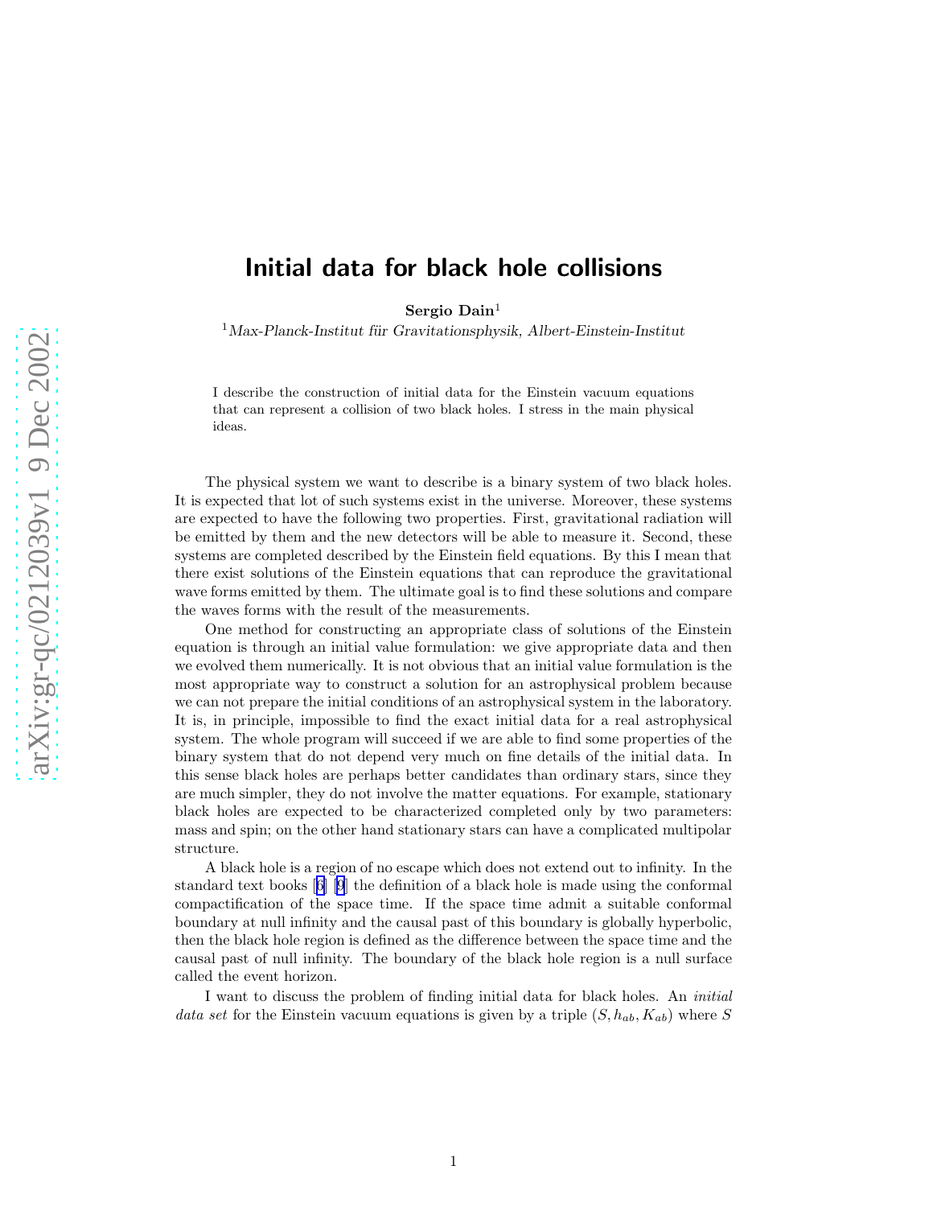# Initial data for black hole collisions

**Sergio Dain**[1]

[1] *Max-Planck-Institut für Gravitationsphysik, Albert-Einstein-Institut*

I describe the construction of initial data for the Einstein vacuum equations that can represent a collision of two black holes. I stress in the main physical ideas.

The physical system we want to describe is a binary system of two black holes. It is expected that lot of such systems exist in the universe. Moreover, these systems are expected to have the following two properties. First, gravitational radiation will be emitted by them and the new detectors will be able to measure it. Second, these systems are completed described by the Einstein field equations. By this I mean that there exist solutions of the Einstein equations that can reproduce the gravitational wave forms emitted by them. The ultimate goal is to find these solutions and compare the waves forms with the result of the measurements.

One method for constructing an appropriate class of solutions of the Einstein equation is through an initial value formulation: we give appropriate data and then we evolved them numerically. It is not obvious that an initial value formulation is the most appropriate way to construct a solution for an astrophysical problem because we can not prepare the initial conditions of an astrophysical system in the laboratory. It is, in principle, impossible to find the exact initial data for a real astrophysical system. The whole program will succeed if we are able to find some properties of the binary system that do not depend very much on fine details of the initial data. In this sense black holes are perhaps better candidates than ordinary stars, since they are much simpler, they do not involve the matter equations. For example, stationary black holes are expected to be characterized completed only by two parameters: mass and spin; on the other hand stationary stars can have a complicated multipolar structure.

A black hole is a region of no escape which does not extend out to infinity. In the standard text books [6] [9] the definition of a black hole is made using the conformal compactification of the space time. If the space time admit a suitable conformal boundary at null infinity and the causal past of this boundary is globally hyperbolic, then the black hole region is defined as the difference between the space time and the causal past of null infinity. The boundary of the black hole region is a null surface called the event horizon.

I want to discuss the problem of finding initial data for black holes. An *initial data set* for the Einstein vacuum equations is given by a triple $(S, h_{ab}, K_{ab})$ where $S$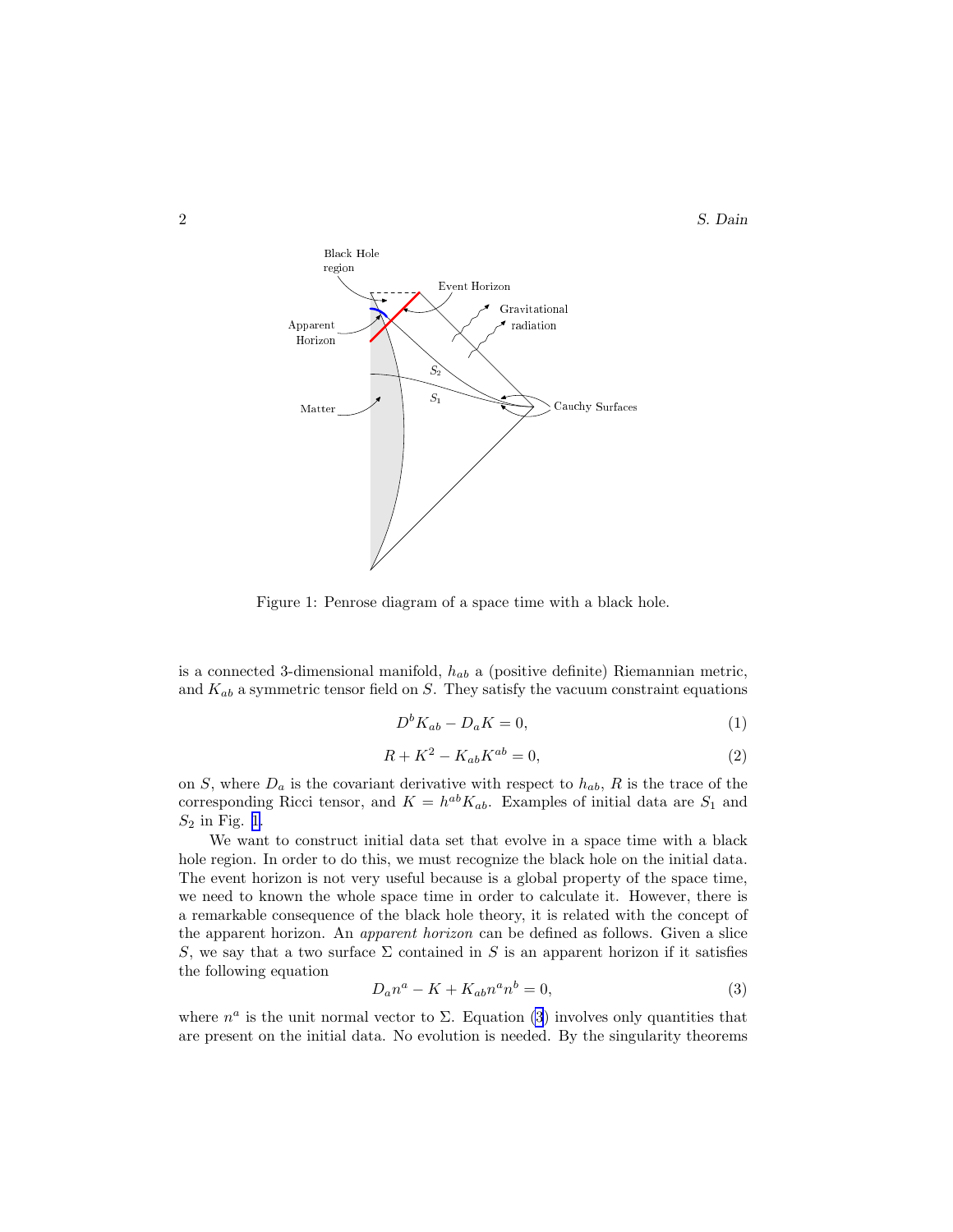Figure 1: Penrose diagram of a space time with a black hole.

is a connected 3-dimensional manifold, $h_{ab}$ a (positive definite) Riemannian metric, and $K_{ab}$ a symmetric tensor field on $S$. They satisfy the vacuum constraint equations

$$D^b K_{ab} - D_a K = 0, \tag{1}$$

$$R + K^2 - K_{ab}K^{ab} = 0, \tag{2}$$

on $S$, where $D_a$ is the covariant derivative with respect to $h_{ab}$, $R$ is the trace of the corresponding Ricci tensor, and $K = h^{ab}K_{ab}$. Examples of initial data are $S_1$ and $S_2$ in Fig. 1.

We want to construct initial data set that evolve in a space time with a black hole region. In order to do this, we must recognize the black hole on the initial data. The event horizon is not very useful because is a global property of the space time, we need to known the whole space time in order to calculate it. However, there is a remarkable consequence of the black hole theory, it is related with the concept of the apparent horizon. An *apparent horizon* can be defined as follows. Given a slice $S$, we say that a two surface $\Sigma$ contained in $S$ is an apparent horizon if it satisfies the following equation

$$D_a n^a - K + K_{ab}n^a n^b = 0, \tag{3}$$

where $n^a$ is the unit normal vector to $\Sigma$. Equation (3) involves only quantities that are present on the initial data. No evolution is needed. By the singularity theorems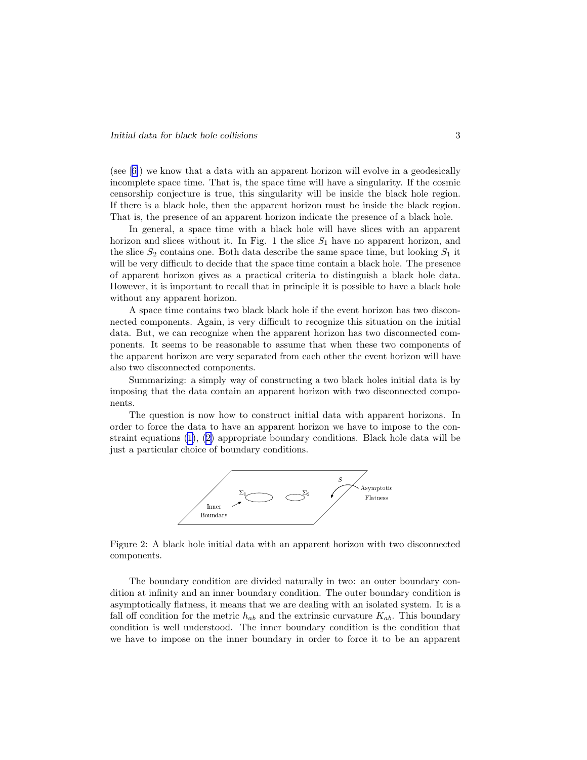(see [6]) we know that a data with an apparent horizon will evolve in a geodesically incomplete space time. That is, the space time will have a singularity. If the cosmic censorship conjecture is true, this singularity will be inside the black hole region. If there is a black hole, then the apparent horizon must be inside the black region. That is, the presence of an apparent horizon indicate the presence of a black hole.

In general, a space time with a black hole will have slices with an apparent horizon and slices without it. In Fig. 1 the slice $S_1$ have no apparent horizon, and the slice $S_2$ contains one. Both data describe the same space time, but looking $S_1$ it will be very difficult to decide that the space time contain a black hole. The presence of apparent horizon gives as a practical criteria to distinguish a black hole data. However, it is important to recall that in principle it is possible to have a black hole without any apparent horizon.

A space time contains two black black hole if the event horizon has two disconnected components. Again, is very difficult to recognize this situation on the initial data. But, we can recognize when the apparent horizon has two disconnected components. It seems to be reasonable to assume that when these two components of the apparent horizon are very separated from each other the event horizon will have also two disconnected components.

Summarizing: a simply way of constructing a two black holes initial data is by imposing that the data contain an apparent horizon with two disconnected components.

The question is now how to construct initial data with apparent horizons. In order to force the data to have an apparent horizon we have to impose to the constraint equations (1), (2) appropriate boundary conditions. Black hole data will be just a particular choice of boundary conditions.

Figure 2: A black hole initial data with an apparent horizon with two disconnected components.

The boundary condition are divided naturally in two: an outer boundary condition at infinity and an inner boundary condition. The outer boundary condition is asymptotically flatness, it means that we are dealing with an isolated system. It is a fall off condition for the metric $h_{ab}$ and the extrinsic curvature $K_{ab}$. This boundary condition is well understood. The inner boundary condition is the condition that we have to impose on the inner boundary in order to force it to be an apparent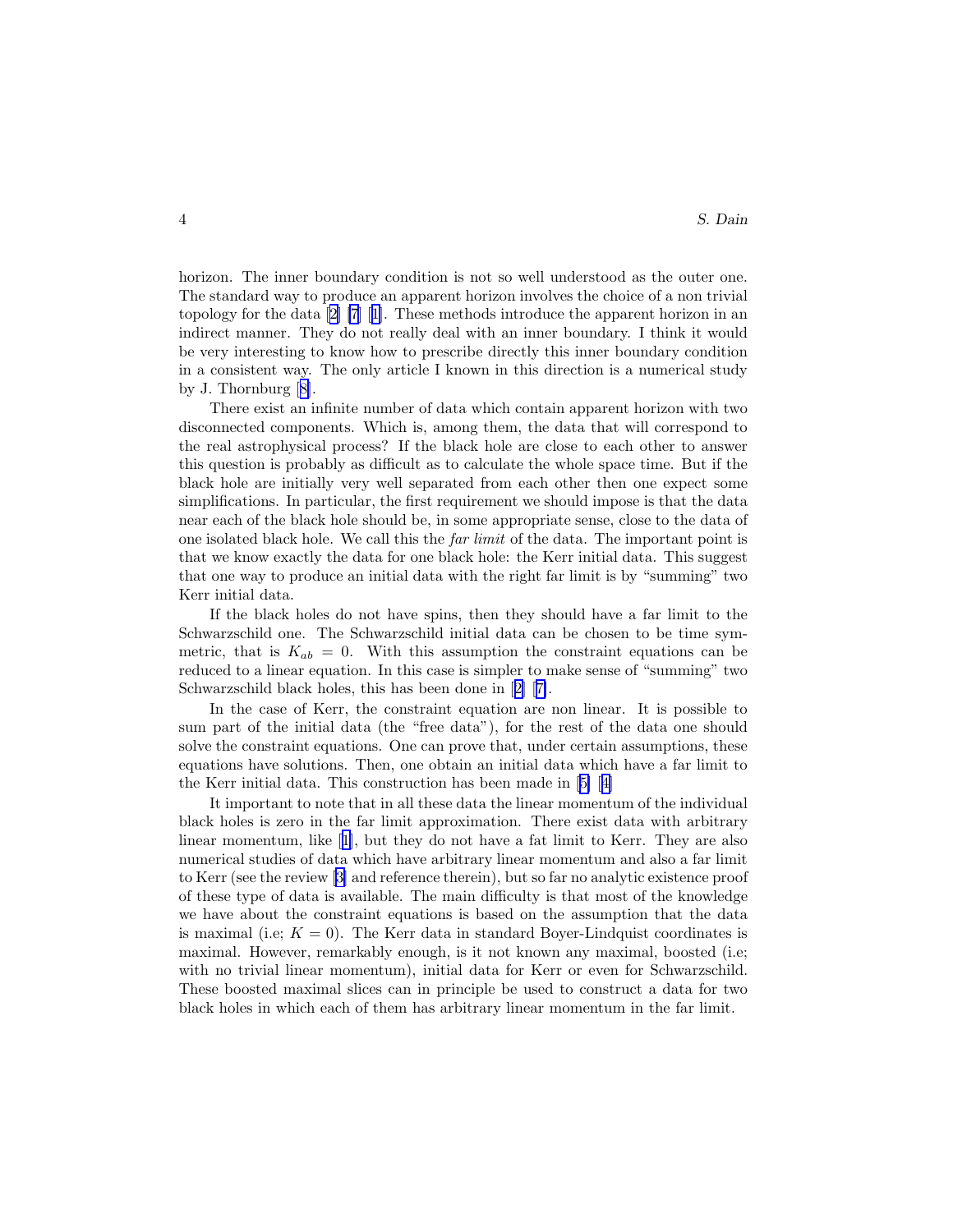horizon. The inner boundary condition is not so well understood as the outer one. The standard way to produce an apparent horizon involves the choice of a non trivial topology for the data [2] [7] [1]. These methods introduce the apparent horizon in an indirect manner. They do not really deal with an inner boundary. I think it would be very interesting to know how to prescribe directly this inner boundary condition in a consistent way. The only article I known in this direction is a numerical study by J. Thornburg [8].

There exist an infinite number of data which contain apparent horizon with two disconnected components. Which is, among them, the data that will correspond to the real astrophysical process? If the black hole are close to each other to answer this question is probably as difficult as to calculate the whole space time. But if the black hole are initially very well separated from each other then one expect some simplifications. In particular, the first requirement we should impose is that the data near each of the black hole should be, in some appropriate sense, close to the data of one isolated black hole. We call this the *far limit* of the data. The important point is that we know exactly the data for one black hole: the Kerr initial data. This suggest that one way to produce an initial data with the right far limit is by "summing" two Kerr initial data.

If the black holes do not have spins, then they should have a far limit to the Schwarzschild one. The Schwarzschild initial data can be chosen to be time symmetric, that is $K_{ab} = 0$. With this assumption the constraint equations can be reduced to a linear equation. In this case is simpler to make sense of "summing" two Schwarzschild black holes, this has been done in [2] [7].

In the case of Kerr, the constraint equation are non linear. It is possible to sum part of the initial data (the "free data"), for the rest of the data one should solve the constraint equations. One can prove that, under certain assumptions, these equations have solutions. Then, one obtain an initial data which have a far limit to the Kerr initial data. This construction has been made in [5] [4]

It important to note that in all these data the linear momentum of the individual black holes is zero in the far limit approximation. There exist data with arbitrary linear momentum, like [1], but they do not have a fat limit to Kerr. They are also numerical studies of data which have arbitrary linear momentum and also a far limit to Kerr (see the review [3] and reference therein), but so far no analytic existence proof of these type of data is available. The main difficulty is that most of the knowledge we have about the constraint equations is based on the assumption that the data is maximal (i.e; $K = 0$). The Kerr data in standard Boyer-Lindquist coordinates is maximal. However, remarkably enough, is it not known any maximal, boosted (i.e; with no trivial linear momentum), initial data for Kerr or even for Schwarzschild. These boosted maximal slices can in principle be used to construct a data for two black holes in which each of them has arbitrary linear momentum in the far limit.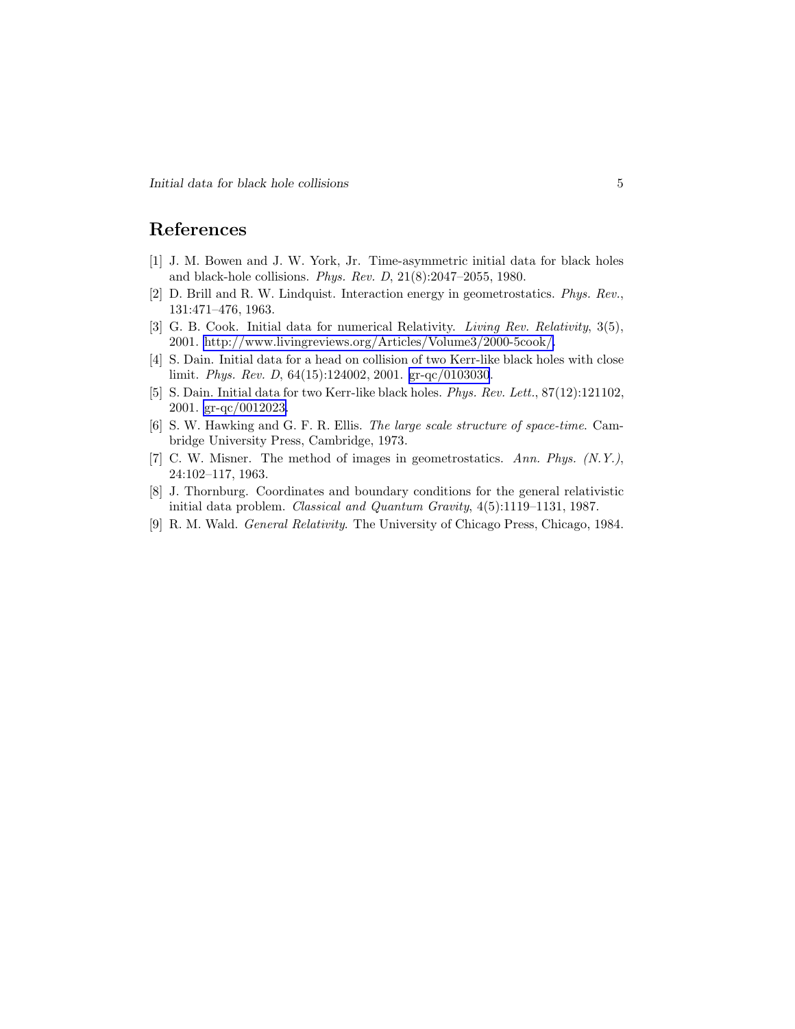# References

[1] J. M. Bowen and J. W. York, Jr. Time-asymmetric initial data for black holes and black-hole collisions. *Phys. Rev. D*, 21(8):2047–2055, 1980.

[2] D. Brill and R. W. Lindquist. Interaction energy in geometrostatics. *Phys. Rev.*, 131:471–476, 1963.

[3] G. B. Cook. Initial data for numerical Relativity. *Living Rev. Relativity*, 3(5), 2001. http://www.livingreviews.org/Articles/Volume3/2000-5cook/.

[4] S. Dain. Initial data for a head on collision of two Kerr-like black holes with close limit. *Phys. Rev. D*, 64(15):124002, 2001. gr-qc/0103030.

[5] S. Dain. Initial data for two Kerr-like black holes. *Phys. Rev. Lett.*, 87(12):121102, 2001. gr-qc/0012023.

[6] S. W. Hawking and G. F. R. Ellis. *The large scale structure of space-time*. Cambridge University Press, Cambridge, 1973.

[7] C. W. Misner. The method of images in geometrostatics. *Ann. Phys. (N.Y.)*, 24:102–117, 1963.

[8] J. Thornburg. Coordinates and boundary conditions for the general relativistic initial data problem. *Classical and Quantum Gravity*, 4(5):1119–1131, 1987.

[9] R. M. Wald. *General Relativity*. The University of Chicago Press, Chicago, 1984.